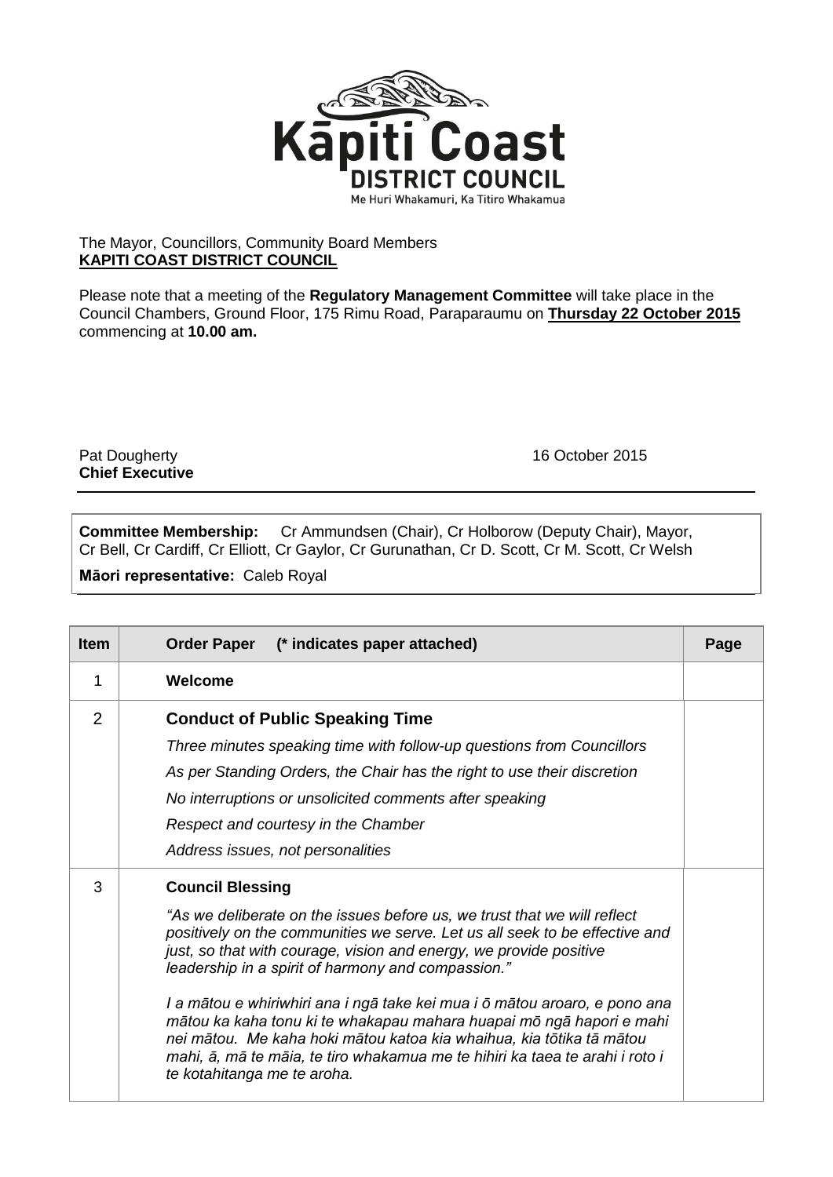Kāpiti Coast
DISTRICT COUNCIL
Me Huri Whakamuri, Ka Titiro Whakamua

The Mayor, Councillors, Community Board Members
**KAPITI COAST DISTRICT COUNCIL**

Please note that a meeting of the **Regulatory Management Committee** will take place in the Council Chambers, Ground Floor, 175 Rimu Road, Paraparaumu on **Thursday 22 October 2015** commencing at **10.00 am.**

Pat Dougherty
**Chief Executive**

16 October 2015

---

**Committee Membership:** Cr Ammundsen (Chair), Cr Holborow (Deputy Chair), Mayor, Cr Bell, Cr Cardiff, Cr Elliott, Cr Gaylor, Cr Gurunathan, Cr D. Scott, Cr M. Scott, Cr Welsh

**Māori representative:** Caleb Royal

| Item | Order Paper (* indicates paper attached) | Page |
|---|---|---|
| 1 | **Welcome** | |
| 2 | **Conduct of Public Speaking Time**<br>*Three minutes speaking time with follow-up questions from Councillors*<br>*As per Standing Orders, the Chair has the right to use their discretion*<br>*No interruptions or unsolicited comments after speaking*<br>*Respect and courtesy in the Chamber*<br>*Address issues, not personalities* | |
| 3 | **Council Blessing**<br>*"As we deliberate on the issues before us, we trust that we will reflect positively on the communities we serve. Let us all seek to be effective and just, so that with courage, vision and energy, we provide positive leadership in a spirit of harmony and compassion."*<br>*I a mātou e whiriwhiri ana i ngā take kei mua i ō mātou aroaro, e pono ana mātou ka kaha tonu ki te whakapau mahara huapai mō ngā hapori e mahi nei mātou. Me kaha hoki mātou katoa kia whaihua, kia tōtika tā mātou mahi, ā, mā te māia, te tiro whakamua me te hihiri ka taea te arahi i roto i te kotahitanga me te aroha.* | |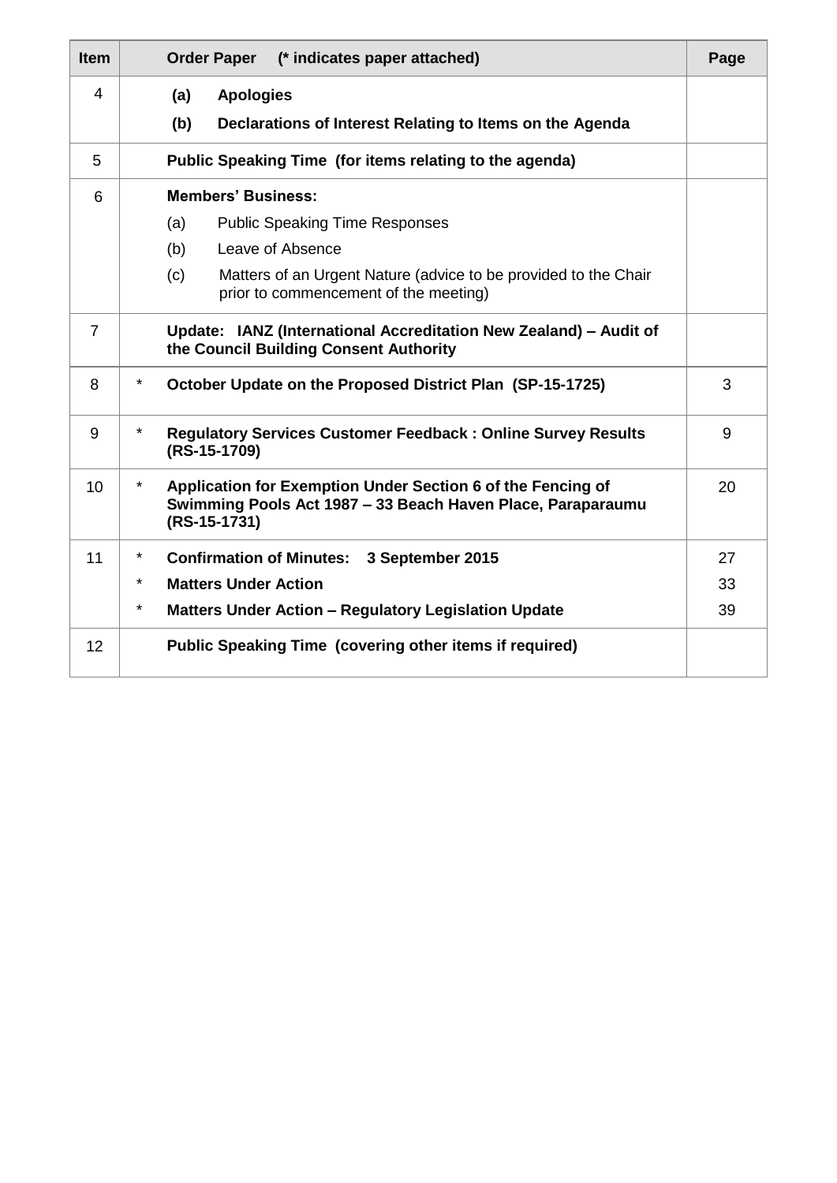| Item | Order Paper (* indicates paper attached) | Page |
|---|---|---|
| 4 | **(a) Apologies**<br>**(b) Declarations of Interest Relating to Items on the Agenda** | |
| 5 | **Public Speaking Time (for items relating to the agenda)** | |
| 6 | **Members' Business:**<br>(a) Public Speaking Time Responses<br>(b) Leave of Absence<br>(c) Matters of an Urgent Nature (advice to be provided to the Chair prior to commencement of the meeting) | |
| 7 | **Update: IANZ (International Accreditation New Zealand) – Audit of the Council Building Consent Authority** | |
| 8 | * **October Update on the Proposed District Plan (SP-15-1725)** | 3 |
| 9 | * **Regulatory Services Customer Feedback : Online Survey Results (RS-15-1709)** | 9 |
| 10 | * **Application for Exemption Under Section 6 of the Fencing of Swimming Pools Act 1987 – 33 Beach Haven Place, Paraparaumu (RS-15-1731)** | 20 |
| 11 | * **Confirmation of Minutes: 3 September 2015**<br>* **Matters Under Action**<br>* **Matters Under Action – Regulatory Legislation Update** | 27<br>33<br>39 |
| 12 | **Public Speaking Time (covering other items if required)** | |